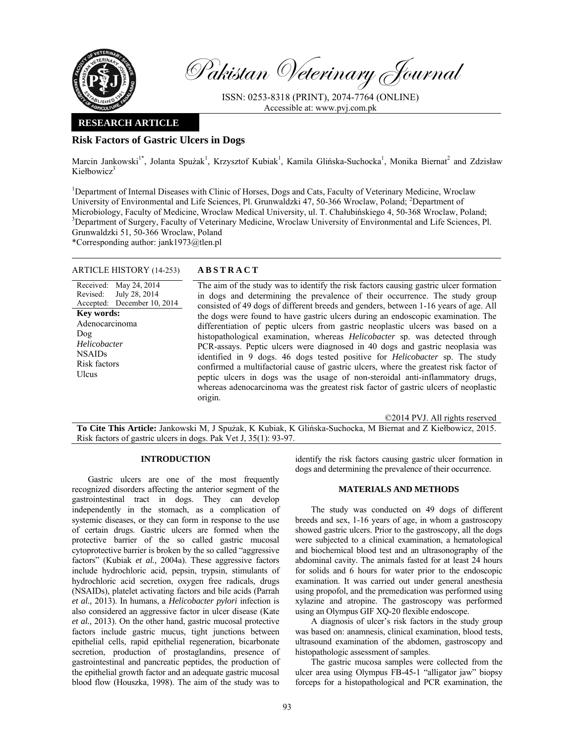Pakistan Veterinary Journal

ISSN: 0253-8318 (PRINT), 2074-7764 (ONLINE)
Accessible at: www.pvj.com.pk

**RESEARCH ARTICLE**

# Risk Factors of Gastric Ulcers in Dogs

Marcin Jankowski[1*], Jolanta Spużak[1], Krzysztof Kubiak[1], Kamila Glińska-Suchocka[1], Monika Biernat[2] and Zdzisław Kiełbowicz[3]

[1]Department of Internal Diseases with Clinic of Horses, Dogs and Cats, Faculty of Veterinary Medicine, Wroclaw University of Environmental and Life Sciences, Pl. Grunwaldzki 47, 50-366 Wroclaw, Poland; [2]Department of Microbiology, Faculty of Medicine, Wroclaw Medical University, ul. T. Chałubińskiego 4, 50-368 Wroclaw, Poland; [3]Department of Surgery, Faculty of Veterinary Medicine, Wroclaw University of Environmental and Life Sciences, Pl. Grunwaldzki 51, 50-366 Wroclaw, Poland

*Corresponding author: jank1973@tlen.pl

ARTICLE HISTORY (14-253)

Received: May 24, 2014
Revised: July 28, 2014
Accepted: December 10, 2014

**Key words:**
Adenocarcinoma
Dog
*Helicobacter*
NSAIDs
Risk factors
Ulcus

## ABSTRACT

The aim of the study was to identify the risk factors causing gastric ulcer formation in dogs and determining the prevalence of their occurrence. The study group consisted of 49 dogs of different breeds and genders, between 1-16 years of age. All the dogs were found to have gastric ulcers during an endoscopic examination. The differentiation of peptic ulcers from gastric neoplastic ulcers was based on a histopathological examination, whereas *Helicobacter* sp. was detected through PCR-assays. Peptic ulcers were diagnosed in 40 dogs and gastric neoplasia was identified in 9 dogs. 46 dogs tested positive for *Helicobacter* sp. The study confirmed a multifactorial cause of gastric ulcers, where the greatest risk factor of peptic ulcers in dogs was the usage of non-steroidal anti-inflammatory drugs, whereas adenocarcinoma was the greatest risk factor of gastric ulcers of neoplastic origin.

©2014 PVJ. All rights reserved

**To Cite This Article:** Jankowski M, J Spużak, K Kubiak, K Glińska-Suchocka, M Biernat and Z Kiełbowicz, 2015. Risk factors of gastric ulcers in dogs. Pak Vet J, 35(1): 93-97.

## INTRODUCTION

Gastric ulcers are one of the most frequently recognized disorders affecting the anterior segment of the gastrointestinal tract in dogs. They can develop independently in the stomach, as a complication of systemic diseases, or they can form in response to the use of certain drugs. Gastric ulcers are formed when the protective barrier of the so called gastric mucosal cytoprotective barrier is broken by the so called "aggressive factors" (Kubiak *et al.,* 2004a). These aggressive factors include hydrochloric acid, pepsin, trypsin, stimulants of hydrochloric acid secretion, oxygen free radicals, drugs (NSAIDs), platelet activating factors and bile acids (Parrah *et al.,* 2013). In humans, a *Helicobacter pylori* infection is also considered an aggressive factor in ulcer disease (Kate *et al.,* 2013). On the other hand, gastric mucosal protective factors include gastric mucus, tight junctions between epithelial cells, rapid epithelial regeneration, bicarbonate secretion, production of prostaglandins, presence of gastrointestinal and pancreatic peptides, the production of the epithelial growth factor and an adequate gastric mucosal blood flow (Houszka, 1998). The aim of the study was to identify the risk factors causing gastric ulcer formation in dogs and determining the prevalence of their occurrence.

## MATERIALS AND METHODS

The study was conducted on 49 dogs of different breeds and sex, 1-16 years of age, in whom a gastroscopy showed gastric ulcers. Prior to the gastroscopy, all the dogs were subjected to a clinical examination, a hematological and biochemical blood test and an ultrasonography of the abdominal cavity. The animals fasted for at least 24 hours for solids and 6 hours for water prior to the endoscopic examination. It was carried out under general anesthesia using propofol, and the premedication was performed using xylazine and atropine. The gastroscopy was performed using an Olympus GIF XQ-20 flexible endoscope.

A diagnosis of ulcer's risk factors in the study group was based on: anamnesis, clinical examination, blood tests, ultrasound examination of the abdomen, gastroscopy and histopathologic assessment of samples.

The gastric mucosa samples were collected from the ulcer area using Olympus FB-45-1 "alligator jaw" biopsy forceps for a histopathological and PCR examination, the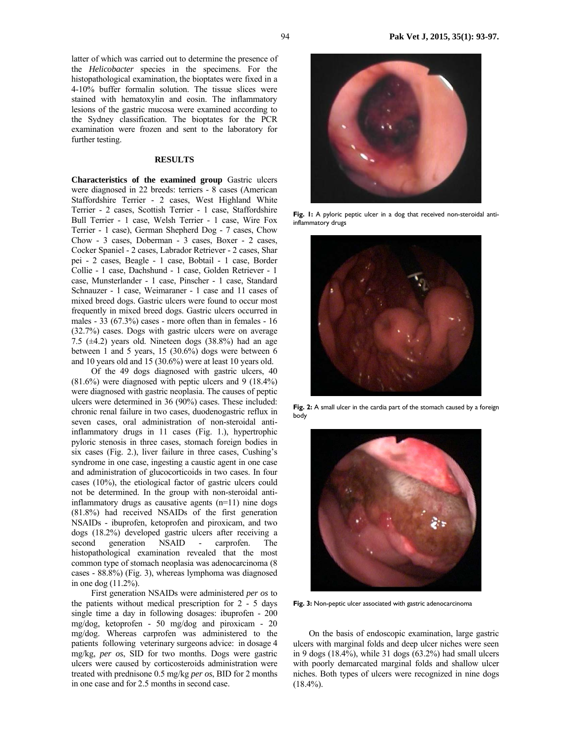latter of which was carried out to determine the presence of the *Helicobacter* species in the specimens. For the histopathological examination, the bioptates were fixed in a 4-10% buffer formalin solution. The tissue slices were stained with hematoxylin and eosin. The inflammatory lesions of the gastric mucosa were examined according to the Sydney classification. The bioptates for the PCR examination were frozen and sent to the laboratory for further testing.

## RESULTS

**Characteristics of the examined group** Gastric ulcers were diagnosed in 22 breeds: terriers - 8 cases (American Staffordshire Terrier - 2 cases, West Highland White Terrier - 2 cases, Scottish Terrier - 1 case, Staffordshire Bull Terrier - 1 case, Welsh Terrier - 1 case, Wire Fox Terrier - 1 case), German Shepherd Dog - 7 cases, Chow Chow - 3 cases, Doberman - 3 cases, Boxer - 2 cases, Cocker Spaniel - 2 cases, Labrador Retriever - 2 cases, Shar pei - 2 cases, Beagle - 1 case, Bobtail - 1 case, Border Collie - 1 case, Dachshund - 1 case, Golden Retriever - 1 case, Munsterlander - 1 case, Pinscher - 1 case, Standard Schnauzer - 1 case, Weimaraner - 1 case and 11 cases of mixed breed dogs. Gastric ulcers were found to occur most frequently in mixed breed dogs. Gastric ulcers occurred in males - 33 (67.3%) cases - more often than in females - 16 (32.7%) cases. Dogs with gastric ulcers were on average 7.5 (±4.2) years old. Nineteen dogs (38.8%) had an age between 1 and 5 years, 15 (30.6%) dogs were between 6 and 10 years old and 15 (30.6%) were at least 10 years old.

Of the 49 dogs diagnosed with gastric ulcers, 40 (81.6%) were diagnosed with peptic ulcers and 9 (18.4%) were diagnosed with gastric neoplasia. The causes of peptic ulcers were determined in 36 (90%) cases. These included: chronic renal failure in two cases, duodenogastric reflux in seven cases, oral administration of non-steroidal anti-inflammatory drugs in 11 cases (Fig. 1.), hypertrophic pyloric stenosis in three cases, stomach foreign bodies in six cases (Fig. 2.), liver failure in three cases, Cushing's syndrome in one case, ingesting a caustic agent in one case and administration of glucocorticoids in two cases. In four cases (10%), the etiological factor of gastric ulcers could not be determined. In the group with non-steroidal anti-inflammatory drugs as causative agents (n=11) nine dogs (81.8%) had received NSAIDs of the first generation NSAIDs - ibuprofen, ketoprofen and piroxicam, and two dogs (18.2%) developed gastric ulcers after receiving a second generation NSAID - carprofen. The histopathological examination revealed that the most common type of stomach neoplasia was adenocarcinoma (8 cases - 88.8%) (Fig. 3), whereas lymphoma was diagnosed in one dog (11.2%).

First generation NSAIDs were administered *per os* to the patients without medical prescription for 2 - 5 days single time a day in following dosages: ibuprofen - 200 mg/dog, ketoprofen - 50 mg/dog and piroxicam - 20 mg/dog. Whereas carprofen was administered to the patients following veterinary surgeons advice: in dosage 4 mg/kg, *per os*, SID for two months. Dogs were gastric ulcers were caused by corticosteroids administration were treated with prednisone 0.5 mg/kg *per os*, BID for 2 months in one case and for 2.5 months in second case.

**Fig. 1:** A pyloric peptic ulcer in a dog that received non-steroidal anti-inflammatory drugs

**Fig. 2:** A small ulcer in the cardia part of the stomach caused by a foreign body

**Fig. 3:** Non-peptic ulcer associated with gastric adenocarcinoma

On the basis of endoscopic examination, large gastric ulcers with marginal folds and deep ulcer niches were seen in 9 dogs (18.4%), while 31 dogs (63.2%) had small ulcers with poorly demarcated marginal folds and shallow ulcer niches. Both types of ulcers were recognized in nine dogs (18.4%).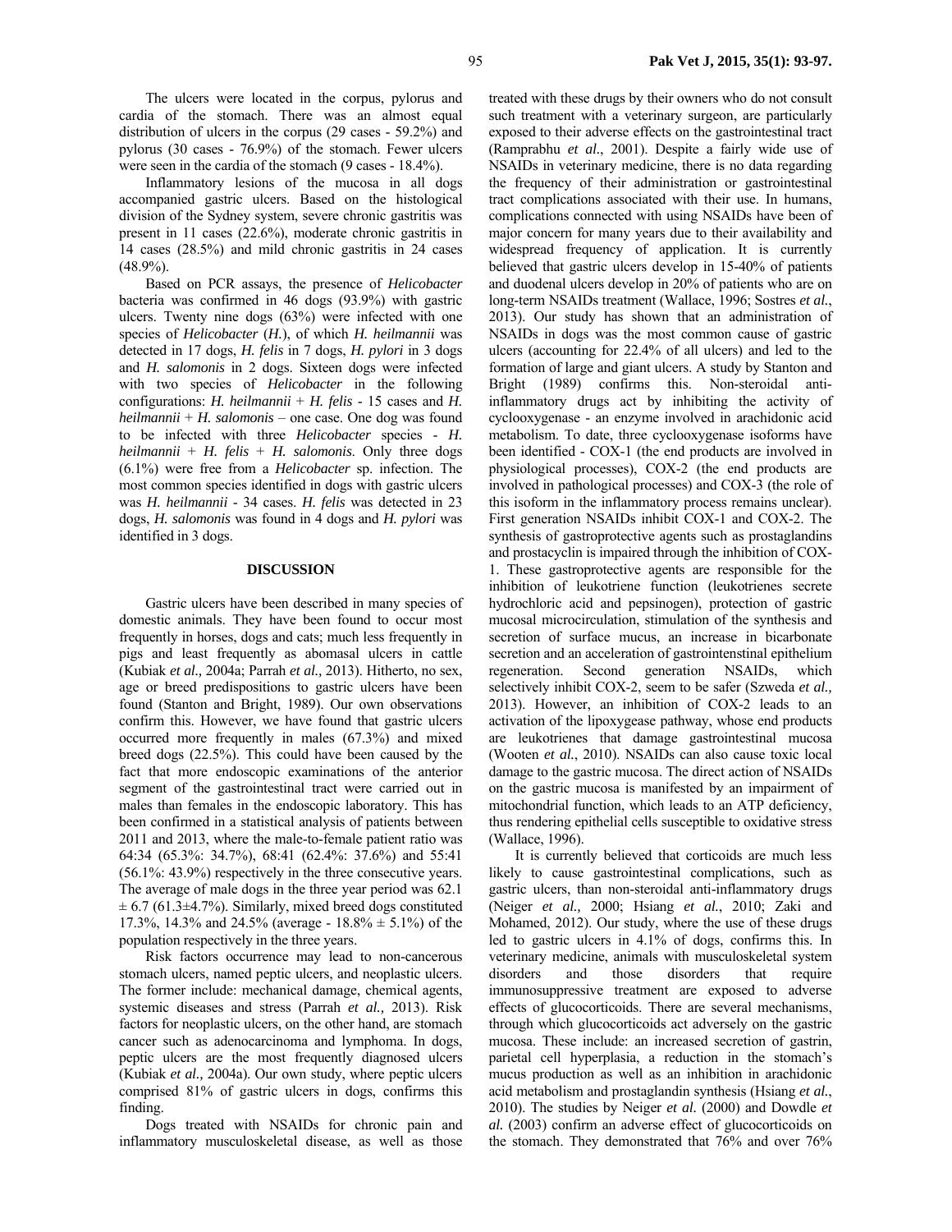The ulcers were located in the corpus, pylorus and cardia of the stomach. There was an almost equal distribution of ulcers in the corpus (29 cases - 59.2%) and pylorus (30 cases - 76.9%) of the stomach. Fewer ulcers were seen in the cardia of the stomach (9 cases - 18.4%).

Inflammatory lesions of the mucosa in all dogs accompanied gastric ulcers. Based on the histological division of the Sydney system, severe chronic gastritis was present in 11 cases (22.6%), moderate chronic gastritis in 14 cases (28.5%) and mild chronic gastritis in 24 cases (48.9%).

Based on PCR assays, the presence of *Helicobacter* bacteria was confirmed in 46 dogs (93.9%) with gastric ulcers. Twenty nine dogs (63%) were infected with one species of *Helicobacter* (*H.*), of which *H. heilmannii* was detected in 17 dogs, *H. felis* in 7 dogs, *H. pylori* in 3 dogs and *H. salomonis* in 2 dogs. Sixteen dogs were infected with two species of *Helicobacter* in the following configurations: *H. heilmannii* + *H. felis* - 15 cases and *H. heilmannii* + *H. salomonis* – one case. One dog was found to be infected with three *Helicobacter* species - *H. heilmannii* + *H. felis* + *H. salomonis*. Only three dogs (6.1%) were free from a *Helicobacter* sp. infection. The most common species identified in dogs with gastric ulcers was *H. heilmannii* - 34 cases. *H. felis* was detected in 23 dogs, *H. salomonis* was found in 4 dogs and *H. pylori* was identified in 3 dogs.

## DISCUSSION

Gastric ulcers have been described in many species of domestic animals. They have been found to occur most frequently in horses, dogs and cats; much less frequently in pigs and least frequently as abomasal ulcers in cattle (Kubiak *et al.,* 2004a; Parrah *et al.,* 2013). Hitherto, no sex, age or breed predispositions to gastric ulcers have been found (Stanton and Bright, 1989). Our own observations confirm this. However, we have found that gastric ulcers occurred more frequently in males (67.3%) and mixed breed dogs (22.5%). This could have been caused by the fact that more endoscopic examinations of the anterior segment of the gastrointestinal tract were carried out in males than females in the endoscopic laboratory. This has been confirmed in a statistical analysis of patients between 2011 and 2013, where the male-to-female patient ratio was 64:34 (65.3%: 34.7%), 68:41 (62.4%: 37.6%) and 55:41 (56.1%: 43.9%) respectively in the three consecutive years. The average of male dogs in the three year period was 62.1 $\pm$ 6.7 (61.3$\pm$4.7%). Similarly, mixed breed dogs constituted 17.3%, 14.3% and 24.5% (average - 18.8% $\pm$ 5.1%) of the population respectively in the three years.

Risk factors occurrence may lead to non-cancerous stomach ulcers, named peptic ulcers, and neoplastic ulcers. The former include: mechanical damage, chemical agents, systemic diseases and stress (Parrah *et al.,* 2013). Risk factors for neoplastic ulcers, on the other hand, are stomach cancer such as adenocarcinoma and lymphoma. In dogs, peptic ulcers are the most frequently diagnosed ulcers (Kubiak *et al.,* 2004a). Our own study, where peptic ulcers comprised 81% of gastric ulcers in dogs, confirms this finding.

Dogs treated with NSAIDs for chronic pain and inflammatory musculoskeletal disease, as well as those treated with these drugs by their owners who do not consult such treatment with a veterinary surgeon, are particularly exposed to their adverse effects on the gastrointestinal tract (Ramprabhu *et al.*, 2001). Despite a fairly wide use of NSAIDs in veterinary medicine, there is no data regarding the frequency of their administration or gastrointestinal tract complications associated with their use. In humans, complications connected with using NSAIDs have been of major concern for many years due to their availability and widespread frequency of application. It is currently believed that gastric ulcers develop in 15-40% of patients and duodenal ulcers develop in 20% of patients who are on long-term NSAIDs treatment (Wallace, 1996; Sostres *et al.*, 2013). Our study has shown that an administration of NSAIDs in dogs was the most common cause of gastric ulcers (accounting for 22.4% of all ulcers) and led to the formation of large and giant ulcers. A study by Stanton and Bright (1989) confirms this. Non-steroidal anti-inflammatory drugs act by inhibiting the activity of cyclooxygenase - an enzyme involved in arachidonic acid metabolism. To date, three cyclooxygenase isoforms have been identified - COX-1 (the end products are involved in physiological processes), COX-2 (the end products are involved in pathological processes) and COX-3 (the role of this isoform in the inflammatory process remains unclear). First generation NSAIDs inhibit COX-1 and COX-2. The synthesis of gastroprotective agents such as prostaglandins and prostacyclin is impaired through the inhibition of COX-1. These gastroprotective agents are responsible for the inhibition of leukotriene function (leukotrienes secrete hydrochloric acid and pepsinogen), protection of gastric mucosal microcirculation, stimulation of the synthesis and secretion of surface mucus, an increase in bicarbonate secretion and an acceleration of gastrointenstinal epithelium regeneration. Second generation NSAIDs, which selectively inhibit COX-2, seem to be safer (Szweda *et al.,* 2013). However, an inhibition of COX-2 leads to an activation of the lipoxygease pathway, whose end products are leukotrienes that damage gastrointestinal mucosa (Wooten *et al.*, 2010). NSAIDs can also cause toxic local damage to the gastric mucosa. The direct action of NSAIDs on the gastric mucosa is manifested by an impairment of mitochondrial function, which leads to an ATP deficiency, thus rendering epithelial cells susceptible to oxidative stress (Wallace, 1996).

It is currently believed that corticoids are much less likely to cause gastrointestinal complications, such as gastric ulcers, than non-steroidal anti-inflammatory drugs (Neiger *et al.,* 2000; Hsiang *et al.*, 2010; Zaki and Mohamed, 2012). Our study, where the use of these drugs led to gastric ulcers in 4.1% of dogs, confirms this. In veterinary medicine, animals with musculoskeletal system disorders and those disorders that require immunosuppressive treatment are exposed to adverse effects of glucocorticoids. There are several mechanisms, through which glucocorticoids act adversely on the gastric mucosa. These include: an increased secretion of gastrin, parietal cell hyperplasia, a reduction in the stomach's mucus production as well as an inhibition in arachidonic acid metabolism and prostaglandin synthesis (Hsiang *et al.*, 2010). The studies by Neiger *et al.* (2000) and Dowdle *et al.* (2003) confirm an adverse effect of glucocorticoids on the stomach. They demonstrated that 76% and over 76%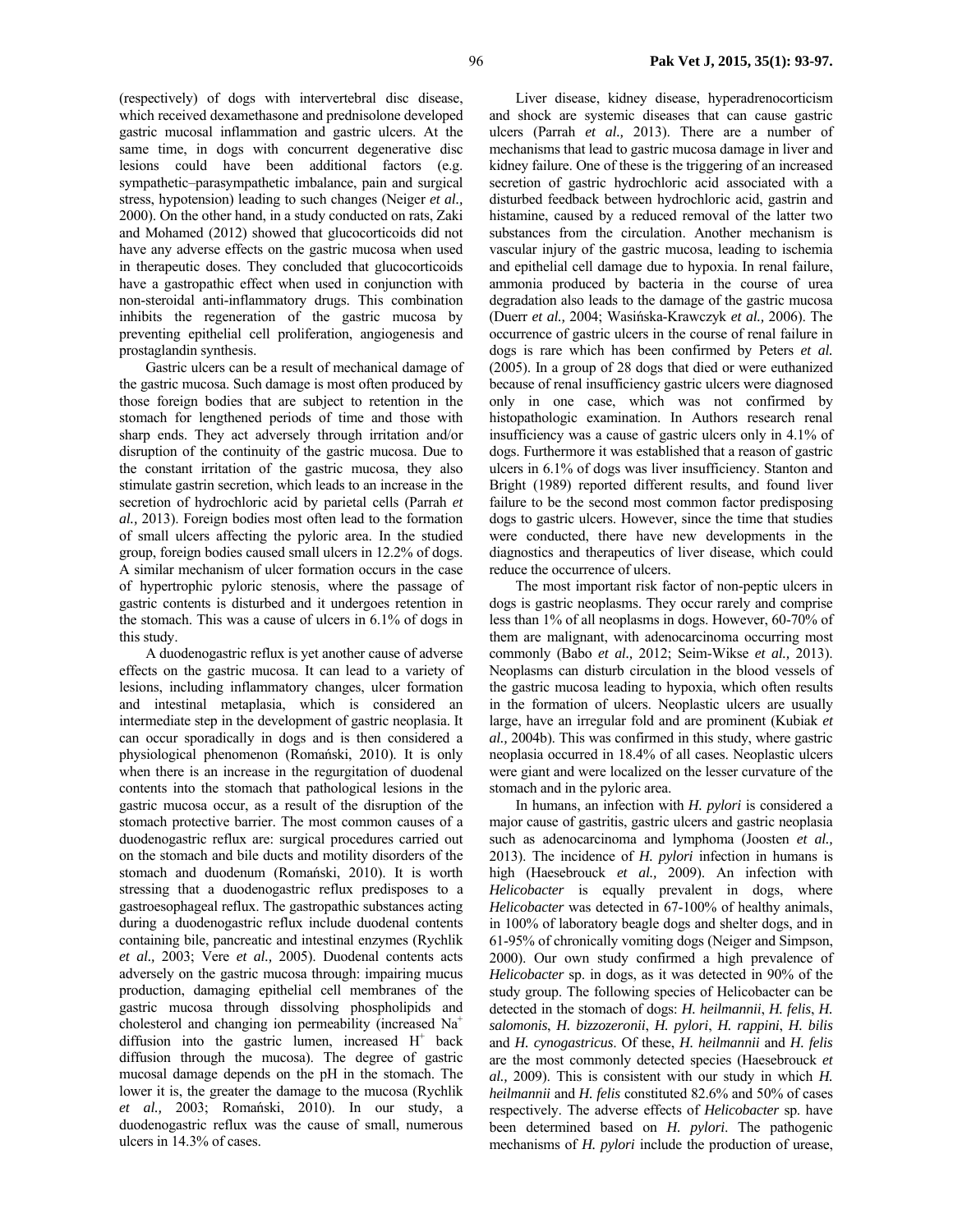(respectively) of dogs with intervertebral disc disease, which received dexamethasone and prednisolone developed gastric mucosal inflammation and gastric ulcers. At the same time, in dogs with concurrent degenerative disc lesions could have been additional factors (e.g. sympathetic–parasympathetic imbalance, pain and surgical stress, hypotension) leading to such changes (Neiger *et al.,* 2000). On the other hand, in a study conducted on rats, Zaki and Mohamed (2012) showed that glucocorticoids did not have any adverse effects on the gastric mucosa when used in therapeutic doses. They concluded that glucocorticoids have a gastropathic effect when used in conjunction with non-steroidal anti-inflammatory drugs. This combination inhibits the regeneration of the gastric mucosa by preventing epithelial cell proliferation, angiogenesis and prostaglandin synthesis.

Gastric ulcers can be a result of mechanical damage of the gastric mucosa. Such damage is most often produced by those foreign bodies that are subject to retention in the stomach for lengthened periods of time and those with sharp ends. They act adversely through irritation and/or disruption of the continuity of the gastric mucosa. Due to the constant irritation of the gastric mucosa, they also stimulate gastrin secretion, which leads to an increase in the secretion of hydrochloric acid by parietal cells (Parrah *et al.,* 2013). Foreign bodies most often lead to the formation of small ulcers affecting the pyloric area. In the studied group, foreign bodies caused small ulcers in 12.2% of dogs. A similar mechanism of ulcer formation occurs in the case of hypertrophic pyloric stenosis, where the passage of gastric contents is disturbed and it undergoes retention in the stomach. This was a cause of ulcers in 6.1% of dogs in this study.

A duodenogastric reflux is yet another cause of adverse effects on the gastric mucosa. It can lead to a variety of lesions, including inflammatory changes, ulcer formation and intestinal metaplasia, which is considered an intermediate step in the development of gastric neoplasia. It can occur sporadically in dogs and is then considered a physiological phenomenon (Romański, 2010). It is only when there is an increase in the regurgitation of duodenal contents into the stomach that pathological lesions in the gastric mucosa occur, as a result of the disruption of the stomach protective barrier. The most common causes of a duodenogastric reflux are: surgical procedures carried out on the stomach and bile ducts and motility disorders of the stomach and duodenum (Romański, 2010). It is worth stressing that a duodenogastric reflux predisposes to a gastroesophageal reflux. The gastropathic substances acting during a duodenogastric reflux include duodenal contents containing bile, pancreatic and intestinal enzymes (Rychlik *et al.,* 2003; Vere *et al.,* 2005). Duodenal contents acts adversely on the gastric mucosa through: impairing mucus production, damaging epithelial cell membranes of the gastric mucosa through dissolving phospholipids and cholesterol and changing ion permeability (increased $Na^+$ diffusion into the gastric lumen, increased $H^+$ back diffusion through the mucosa). The degree of gastric mucosal damage depends on the pH in the stomach. The lower it is, the greater the damage to the mucosa (Rychlik *et al.,* 2003; Romański, 2010). In our study, a duodenogastric reflux was the cause of small, numerous ulcers in 14.3% of cases.

Liver disease, kidney disease, hyperadrenocorticism and shock are systemic diseases that can cause gastric ulcers (Parrah *et al.,* 2013). There are a number of mechanisms that lead to gastric mucosa damage in liver and kidney failure. One of these is the triggering of an increased secretion of gastric hydrochloric acid associated with a disturbed feedback between hydrochloric acid, gastrin and histamine, caused by a reduced removal of the latter two substances from the circulation. Another mechanism is vascular injury of the gastric mucosa, leading to ischemia and epithelial cell damage due to hypoxia. In renal failure, ammonia produced by bacteria in the course of urea degradation also leads to the damage of the gastric mucosa (Duerr *et al.,* 2004; Wasińska-Krawczyk *et al.,* 2006). The occurrence of gastric ulcers in the course of renal failure in dogs is rare which has been confirmed by Peters *et al.* (2005). In a group of 28 dogs that died or were euthanized because of renal insufficiency gastric ulcers were diagnosed only in one case, which was not confirmed by histopathologic examination. In Authors research renal insufficiency was a cause of gastric ulcers only in 4.1% of dogs. Furthermore it was established that a reason of gastric ulcers in 6.1% of dogs was liver insufficiency. Stanton and Bright (1989) reported different results, and found liver failure to be the second most common factor predisposing dogs to gastric ulcers. However, since the time that studies were conducted, there have new developments in the diagnostics and therapeutics of liver disease, which could reduce the occurrence of ulcers.

The most important risk factor of non-peptic ulcers in dogs is gastric neoplasms. They occur rarely and comprise less than 1% of all neoplasms in dogs. However, 60-70% of them are malignant, with adenocarcinoma occurring most commonly (Babo *et al.,* 2012; Seim-Wikse *et al.,* 2013). Neoplasms can disturb circulation in the blood vessels of the gastric mucosa leading to hypoxia, which often results in the formation of ulcers. Neoplastic ulcers are usually large, have an irregular fold and are prominent (Kubiak *et al.,* 2004b). This was confirmed in this study, where gastric neoplasia occurred in 18.4% of all cases. Neoplastic ulcers were giant and were localized on the lesser curvature of the stomach and in the pyloric area.

In humans, an infection with *H. pylori* is considered a major cause of gastritis, gastric ulcers and gastric neoplasia such as adenocarcinoma and lymphoma (Joosten *et al.,* 2013). The incidence of *H. pylori* infection in humans is high (Haesebrouck *et al.,* 2009). An infection with *Helicobacter* is equally prevalent in dogs, where *Helicobacter* was detected in 67-100% of healthy animals, in 100% of laboratory beagle dogs and shelter dogs, and in 61-95% of chronically vomiting dogs (Neiger and Simpson, 2000). Our own study confirmed a high prevalence of *Helicobacter* sp. in dogs, as it was detected in 90% of the study group. The following species of Helicobacter can be detected in the stomach of dogs: *H. heilmannii*, *H. felis*, *H. salomonis*, *H. bizzozeronii*, *H. pylori*, *H. rappini*, *H. bilis* and *H. cynogastricus*. Of these, *H. heilmannii* and *H. felis* are the most commonly detected species (Haesebrouck *et al.,* 2009). This is consistent with our study in which *H. heilmannii* and *H. felis* constituted 82.6% and 50% of cases respectively. The adverse effects of *Helicobacter* sp. have been determined based on *H. pylori*. The pathogenic mechanisms of *H. pylori* include the production of urease,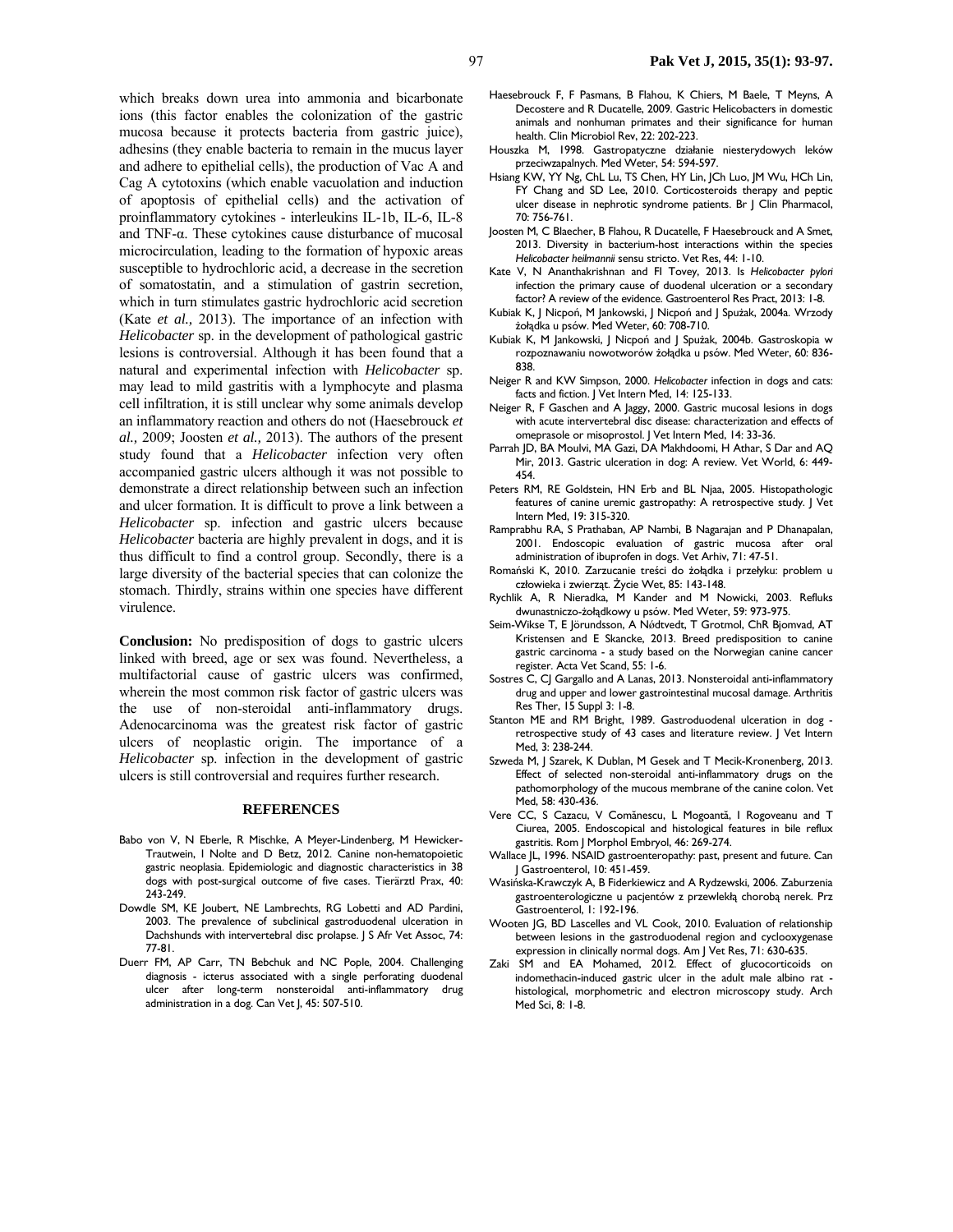which breaks down urea into ammonia and bicarbonate ions (this factor enables the colonization of the gastric mucosa because it protects bacteria from gastric juice), adhesins (they enable bacteria to remain in the mucus layer and adhere to epithelial cells), the production of Vac A and Cag A cytotoxins (which enable vacuolation and induction of apoptosis of epithelial cells) and the activation of proinflammatory cytokines - interleukins IL-1b, IL-6, IL-8 and TNF-α. These cytokines cause disturbance of mucosal microcirculation, leading to the formation of hypoxic areas susceptible to hydrochloric acid, a decrease in the secretion of somatostatin, and a stimulation of gastrin secretion, which in turn stimulates gastric hydrochloric acid secretion (Kate *et al.,* 2013). The importance of an infection with *Helicobacter* sp. in the development of pathological gastric lesions is controversial. Although it has been found that a natural and experimental infection with *Helicobacter* sp. may lead to mild gastritis with a lymphocyte and plasma cell infiltration, it is still unclear why some animals develop an inflammatory reaction and others do not (Haesebrouck *et al.,* 2009; Joosten *et al.,* 2013). The authors of the present study found that a *Helicobacter* infection very often accompanied gastric ulcers although it was not possible to demonstrate a direct relationship between such an infection and ulcer formation. It is difficult to prove a link between a *Helicobacter* sp. infection and gastric ulcers because *Helicobacter* bacteria are highly prevalent in dogs, and it is thus difficult to find a control group. Secondly, there is a large diversity of the bacterial species that can colonize the stomach. Thirdly, strains within one species have different virulence.

**Conclusion:** No predisposition of dogs to gastric ulcers linked with breed, age or sex was found. Nevertheless, a multifactorial cause of gastric ulcers was confirmed, wherein the most common risk factor of gastric ulcers was the use of non-steroidal anti-inflammatory drugs. Adenocarcinoma was the greatest risk factor of gastric ulcers of neoplastic origin. The importance of a *Helicobacter* sp. infection in the development of gastric ulcers is still controversial and requires further research.

## REFERENCES

Babo von V, N Eberle, R Mischke, A Meyer-Lindenberg, M Hewicker-Trautwein, I Nolte and D Betz, 2012. Canine non-hematopoietic gastric neoplasia. Epidemiologic and diagnostic characteristics in 38 dogs with post-surgical outcome of five cases. Tierärztl Prax, 40: 243-249.

Dowdle SM, KE Joubert, NE Lambrechts, RG Lobetti and AD Pardini, 2003. The prevalence of subclinical gastroduodenal ulceration in Dachshunds with intervertebral disc prolapse. J S Afr Vet Assoc, 74: 77-81.

Duerr FM, AP Carr, TN Bebchuk and NC Pople, 2004. Challenging diagnosis - icterus associated with a single perforating duodenal ulcer after long-term nonsteroidal anti-inflammatory drug administration in a dog. Can Vet J, 45: 507-510.

Haesebrouck F, F Pasmans, B Flahou, K Chiers, M Baele, T Meyns, A Decostere and R Ducatelle, 2009. Gastric Helicobacters in domestic animals and nonhuman primates and their significance for human health. Clin Microbiol Rev, 22: 202-223.

Houszka M, 1998. Gastropatyczne działanie niesterydowych leków przeciwzapalnych. Med Weter, 54: 594-597.

Hsiang KW, YY Ng, ChL Lu, TS Chen, HY Lin, JCh Luo, JM Wu, HCh Lin, FY Chang and SD Lee, 2010. Corticosteroids therapy and peptic ulcer disease in nephrotic syndrome patients. Br J Clin Pharmacol, 70: 756-761.

Joosten M, C Blaecher, B Flahou, R Ducatelle, F Haesebrouck and A Smet, 2013. Diversity in bacterium-host interactions within the species *Helicobacter heilmannii* sensu stricto. Vet Res, 44: 1-10.

Kate V, N Ananthakrishnan and FI Tovey, 2013. Is *Helicobacter pylori* infection the primary cause of duodenal ulceration or a secondary factor? A review of the evidence. Gastroenterol Res Pract, 2013: 1-8.

Kubiak K, J Nicpoń, M Jankowski, J Nicpoń and J Spużak, 2004a. Wrzody żołądka u psów. Med Weter, 60: 708-710.

Kubiak K, M Jankowski, J Nicpoń and J Spużak, 2004b. Gastroskopia w rozpoznawaniu nowotworów żołądka u psów. Med Weter, 60: 836-838.

Neiger R and KW Simpson, 2000. *Helicobacter* infection in dogs and cats: facts and fiction. J Vet Intern Med, 14: 125-133.

Neiger R, F Gaschen and A Jaggy, 2000. Gastric mucosal lesions in dogs with acute intervertebral disc disease: characterization and effects of omeprasole or misoprostol. J Vet Intern Med, 14: 33-36.

Parrah JD, BA Moulvi, MA Gazi, DA Makhdoomi, H Athar, S Dar and AQ Mir, 2013. Gastric ulceration in dog: A review. Vet World, 6: 449-454.

Peters RM, RE Goldstein, HN Erb and BL Njaa, 2005. Histopathologic features of canine uremic gastropathy: A retrospective study. J Vet Intern Med, 19: 315-320.

Ramprabhu RA, S Prathaban, AP Nambi, B Nagarajan and P Dhanapalan, 2001. Endoscopic evaluation of gastric mucosa after oral administration of ibuprofen in dogs. Vet Arhiv, 71: 47-51.

Romański K, 2010. Zarzucanie treści do żołądka i przełyku: problem u człowieka i zwierząt. Życie Wet, 85: 143-148.

Rychlik A, R Nieradka, M Kander and M Nowicki, 2003. Refluks dwunastniczo-żołądkowy u psów. Med Weter, 59: 973-975.

Seim-Wikse T, E Jörundsson, A Nődtvedt, T Grotmol, ChR Bjomvad, AT Kristensen and E Skancke, 2013. Breed predisposition to canine gastric carcinoma - a study based on the Norwegian canine cancer register. Acta Vet Scand, 55: 1-6.

Sostres C, CJ Gargallo and A Lanas, 2013. Nonsteroidal anti-inflammatory drug and upper and lower gastrointestinal mucosal damage. Arthritis Res Ther, 15 Suppl 3: 1-8.

Stanton ME and RM Bright, 1989. Gastroduodenal ulceration in dog - retrospective study of 43 cases and literature review. J Vet Intern Med, 3: 238-244.

Szweda M, J Szarek, K Dublan, M Gesek and T Mecik-Kronenberg, 2013. Effect of selected non-steroidal anti-inflammatory drugs on the pathomorphology of the mucous membrane of the canine colon. Vet Med, 58: 430-436.

Vere CC, S Cazacu, V Comănescu, L Mogoantă, I Rogoveanu and T Ciurea, 2005. Endoscopical and histological features in bile reflux gastritis. Rom J Morphol Embryol, 46: 269-274.

Wallace JL, 1996. NSAID gastroenteropathy: past, present and future. Can J Gastroenterol, 10: 451-459.

Wasińska-Krawczyk A, B Fiderkiewicz and A Rydzewski, 2006. Zaburzenia gastroenterologiczne u pacjentów z przewlekłą chorobą nerek. Prz Gastroenterol, 1: 192-196.

Wooten JG, BD Lascelles and VL Cook, 2010. Evaluation of relationship between lesions in the gastroduodenal region and cyclooxygenase expression in clinically normal dogs. Am J Vet Res, 71: 630-635.

Zaki SM and EA Mohamed, 2012. Effect of glucocorticoids on indomethacin-induced gastric ulcer in the adult male albino rat - histological, morphometric and electron microscopy study. Arch Med Sci, 8: 1-8.